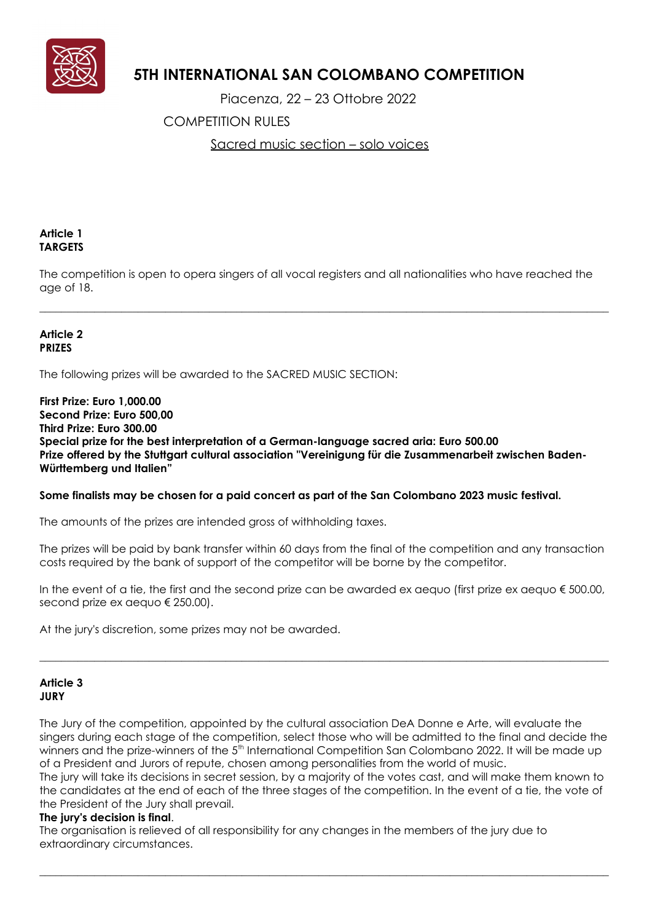# 5TH INTERNATIONAL SAN COLOMBANO COMPETITION

Piacenza, 22 – 23 Ottobre 2022

COMPETITION RULES

Sacred music section – solo voices

**Article 1**
**TARGETS**

The competition is open to opera singers of all vocal registers and all nationalities who have reached the age of 18.

---

**Article 2**
**PRIZES**

The following prizes will be awarded to the SACRED MUSIC SECTION:

**First Prize: Euro 1,000.00**
**Second Prize: Euro 500,00**
**Third Prize: Euro 300.00**
**Special prize for the best interpretation of a German-language sacred aria: Euro 500.00**
**Prize offered by the Stuttgart cultural association "Vereinigung für die Zusammenarbeit zwischen Baden-Württemberg und Italien"**

**Some finalists may be chosen for a paid concert as part of the San Colombano 2023 music festival.**

The amounts of the prizes are intended gross of withholding taxes.

The prizes will be paid by bank transfer within 60 days from the final of the competition and any transaction costs required by the bank of support of the competitor will be borne by the competitor.

In the event of a tie, the first and the second prize can be awarded ex aequo (first prize ex aequo € 500.00, second prize ex aequo € 250.00).

At the jury's discretion, some prizes may not be awarded.

---

**Article 3**
**JURY**

The Jury of the competition, appointed by the cultural association DeA Donne e Arte, will evaluate the singers during each stage of the competition, select those who will be admitted to the final and decide the winners and the prize-winners of the 5th International Competition San Colombano 2022. It will be made up of a President and Jurors of repute, chosen among personalities from the world of music.
The jury will take its decisions in secret session, by a majority of the votes cast, and will make them known to the candidates at the end of each of the three stages of the competition. In the event of a tie, the vote of the President of the Jury shall prevail.
**The jury's decision is final**.
The organisation is relieved of all responsibility for any changes in the members of the jury due to extraordinary circumstances.

---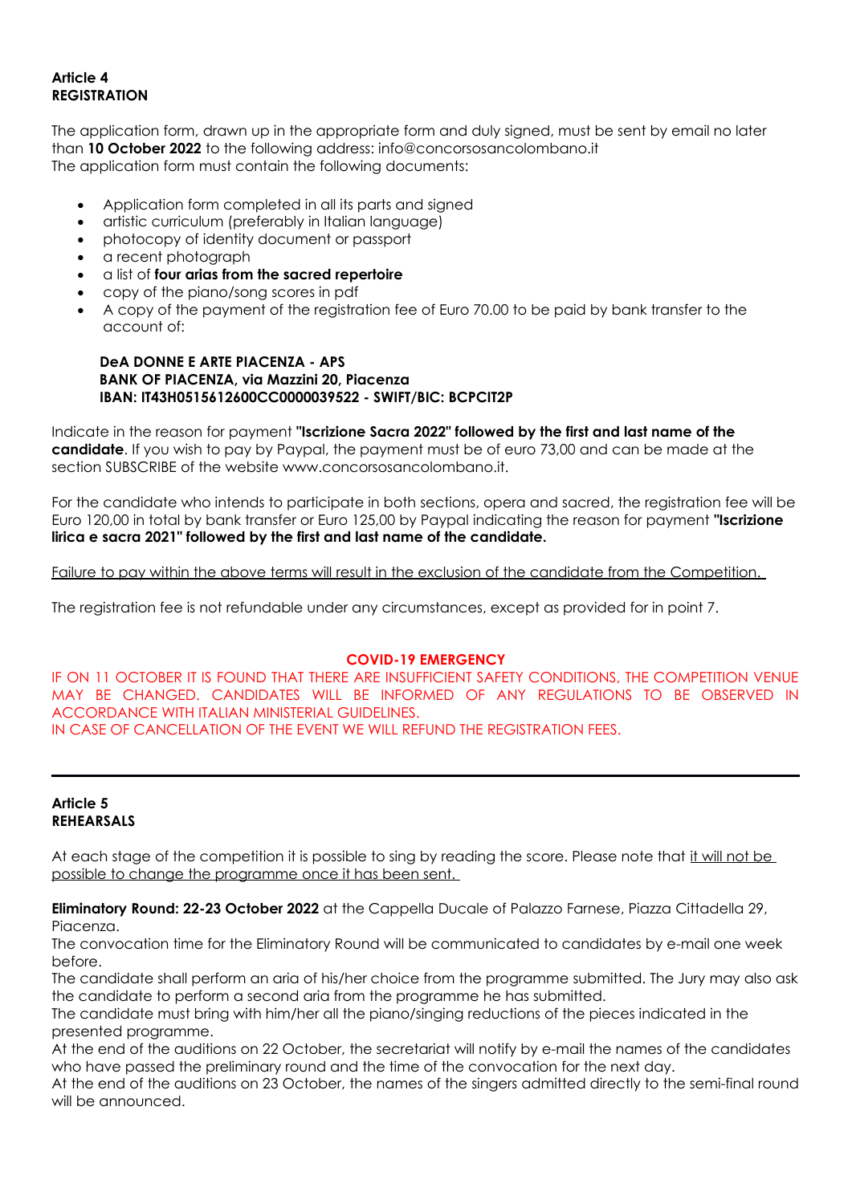**Article 4**
**REGISTRATION**

The application form, drawn up in the appropriate form and duly signed, must be sent by email no later than **10 October 2022** to the following address: info@concorsosancolombano.it
The application form must contain the following documents:

- Application form completed in all its parts and signed
- artistic curriculum (preferably in Italian language)
- photocopy of identity document or passport
- a recent photograph
- a list of **four arias from the sacred repertoire**
- copy of the piano/song scores in pdf
- A copy of the payment of the registration fee of Euro 70.00 to be paid by bank transfer to the account of:

**DeA DONNE E ARTE PIACENZA - APS**
**BANK OF PIACENZA, via Mazzini 20, Piacenza**
**IBAN: IT43H0515612600CC0000039522 - SWIFT/BIC: BCPCIT2P**

Indicate in the reason for payment **"Iscrizione Sacra 2022" followed by the first and last name of the candidate**. If you wish to pay by Paypal, the payment must be of euro 73,00 and can be made at the section SUBSCRIBE of the website www.concorsosancolombano.it.

For the candidate who intends to participate in both sections, opera and sacred, the registration fee will be Euro 120,00 in total by bank transfer or Euro 125,00 by Paypal indicating the reason for payment **"Iscrizione lirica e sacra 2021" followed by the first and last name of the candidate.**

Failure to pay within the above terms will result in the exclusion of the candidate from the Competition.

The registration fee is not refundable under any circumstances, except as provided for in point 7.

**COVID-19 EMERGENCY**

IF ON 11 OCTOBER IT IS FOUND THAT THERE ARE INSUFFICIENT SAFETY CONDITIONS, THE COMPETITION VENUE MAY BE CHANGED. CANDIDATES WILL BE INFORMED OF ANY REGULATIONS TO BE OBSERVED IN ACCORDANCE WITH ITALIAN MINISTERIAL GUIDELINES.
IN CASE OF CANCELLATION OF THE EVENT WE WILL REFUND THE REGISTRATION FEES.

---

**Article 5**
**REHEARSALS**

At each stage of the competition it is possible to sing by reading the score. Please note that it will not be possible to change the programme once it has been sent.

**Eliminatory Round: 22-23 October 2022** at the Cappella Ducale of Palazzo Farnese, Piazza Cittadella 29, Piacenza.
The convocation time for the Eliminatory Round will be communicated to candidates by e-mail one week before.
The candidate shall perform an aria of his/her choice from the programme submitted. The Jury may also ask the candidate to perform a second aria from the programme he has submitted.
The candidate must bring with him/her all the piano/singing reductions of the pieces indicated in the presented programme.
At the end of the auditions on 22 October, the secretariat will notify by e-mail the names of the candidates who have passed the preliminary round and the time of the convocation for the next day.
At the end of the auditions on 23 October, the names of the singers admitted directly to the semi-final round will be announced.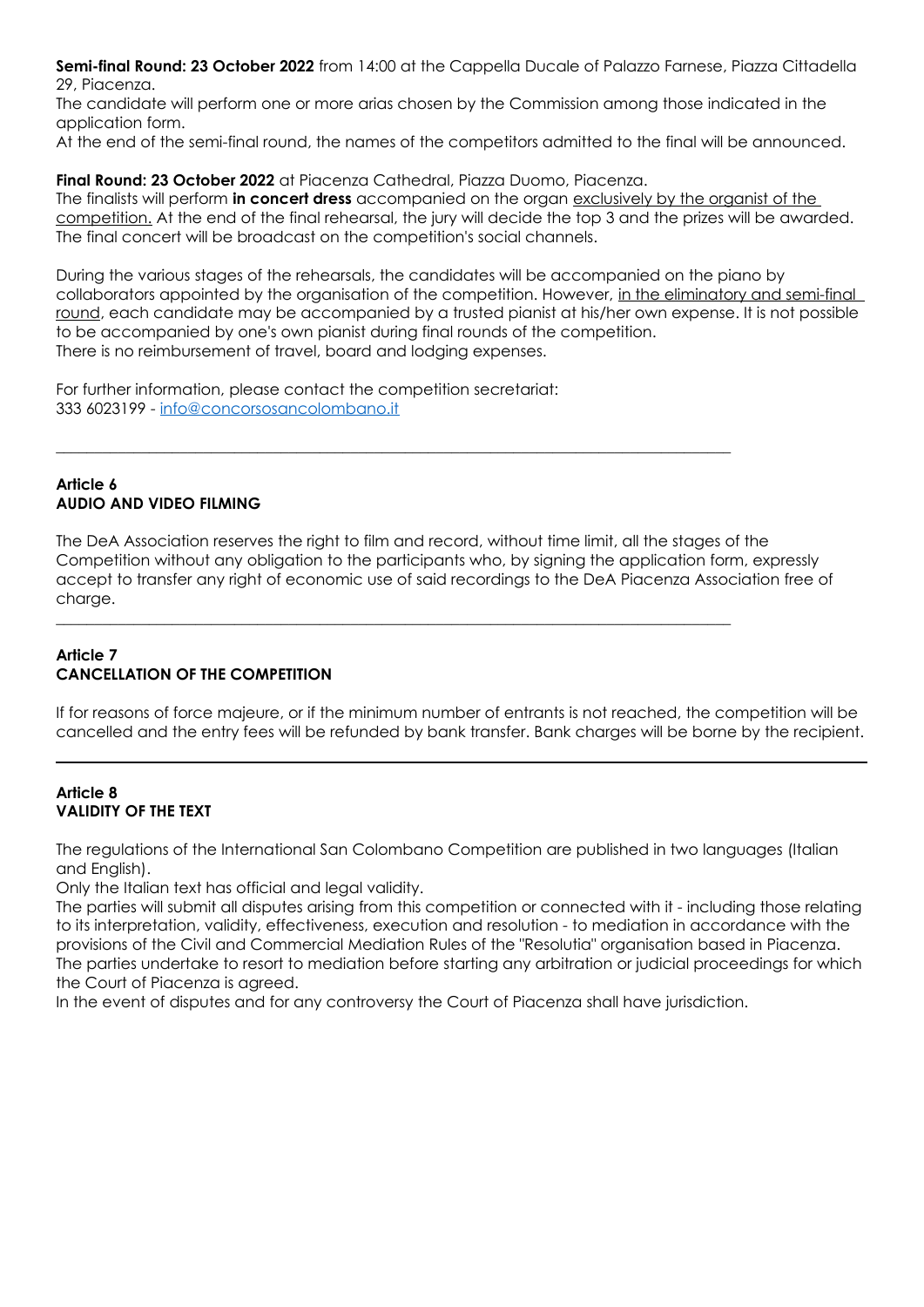**Semi-final Round: 23 October 2022** from 14:00 at the Cappella Ducale of Palazzo Farnese, Piazza Cittadella 29, Piacenza.

The candidate will perform one or more arias chosen by the Commission among those indicated in the application form.

At the end of the semi-final round, the names of the competitors admitted to the final will be announced.

**Final Round: 23 October 2022** at Piacenza Cathedral, Piazza Duomo, Piacenza.

The finalists will perform **in concert dress** accompanied on the organ exclusively by the organist of the competition. At the end of the final rehearsal, the jury will decide the top 3 and the prizes will be awarded. The final concert will be broadcast on the competition's social channels.

During the various stages of the rehearsals, the candidates will be accompanied on the piano by collaborators appointed by the organisation of the competition. However, in the eliminatory and semi-final round, each candidate may be accompanied by a trusted pianist at his/her own expense. It is not possible to be accompanied by one's own pianist during final rounds of the competition.

There is no reimbursement of travel, board and lodging expenses.

For further information, please contact the competition secretariat:
333 6023199 - info@concorsosancolombano.it

---

**Article 6**
**AUDIO AND VIDEO FILMING**

The DeA Association reserves the right to film and record, without time limit, all the stages of the Competition without any obligation to the participants who, by signing the application form, expressly accept to transfer any right of economic use of said recordings to the DeA Piacenza Association free of charge.

---

**Article 7**
**CANCELLATION OF THE COMPETITION**

If for reasons of force majeure, or if the minimum number of entrants is not reached, the competition will be cancelled and the entry fees will be refunded by bank transfer. Bank charges will be borne by the recipient.

---

**Article 8**
**VALIDITY OF THE TEXT**

The regulations of the International San Colombano Competition are published in two languages (Italian and English).

Only the Italian text has official and legal validity.

The parties will submit all disputes arising from this competition or connected with it - including those relating to its interpretation, validity, effectiveness, execution and resolution - to mediation in accordance with the provisions of the Civil and Commercial Mediation Rules of the "Resolutia" organisation based in Piacenza. The parties undertake to resort to mediation before starting any arbitration or judicial proceedings for which the Court of Piacenza is agreed.

In the event of disputes and for any controversy the Court of Piacenza shall have jurisdiction.